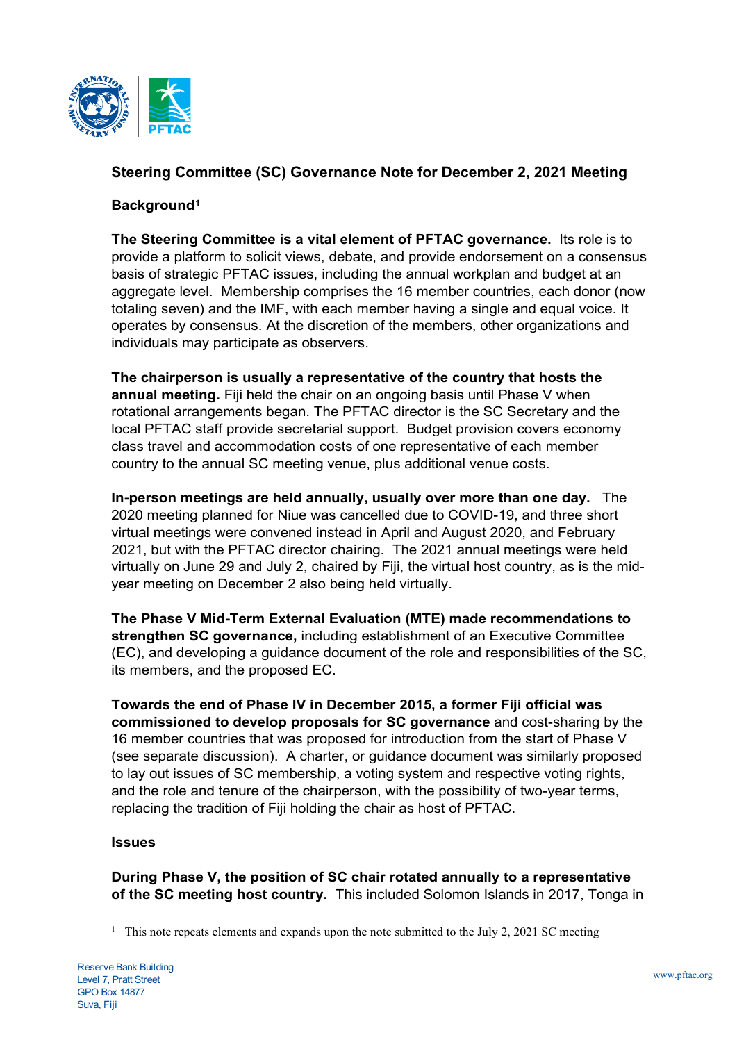## Steering Committee (SC) Governance Note for December 2, 2021 Meeting

### Background[1]

**The Steering Committee is a vital element of PFTAC governance.** Its role is to provide a platform to solicit views, debate, and provide endorsement on a consensus basis of strategic PFTAC issues, including the annual workplan and budget at an aggregate level. Membership comprises the 16 member countries, each donor (now totaling seven) and the IMF, with each member having a single and equal voice. It operates by consensus. At the discretion of the members, other organizations and individuals may participate as observers.

**The chairperson is usually a representative of the country that hosts the annual meeting.** Fiji held the chair on an ongoing basis until Phase V when rotational arrangements began. The PFTAC director is the SC Secretary and the local PFTAC staff provide secretarial support. Budget provision covers economy class travel and accommodation costs of one representative of each member country to the annual SC meeting venue, plus additional venue costs.

**In-person meetings are held annually, usually over more than one day.** The 2020 meeting planned for Niue was cancelled due to COVID-19, and three short virtual meetings were convened instead in April and August 2020, and February 2021, but with the PFTAC director chairing. The 2021 annual meetings were held virtually on June 29 and July 2, chaired by Fiji, the virtual host country, as is the mid-year meeting on December 2 also being held virtually.

**The Phase V Mid-Term External Evaluation (MTE) made recommendations to strengthen SC governance,** including establishment of an Executive Committee (EC), and developing a guidance document of the role and responsibilities of the SC, its members, and the proposed EC.

**Towards the end of Phase IV in December 2015, a former Fiji official was commissioned to develop proposals for SC governance** and cost-sharing by the 16 member countries that was proposed for introduction from the start of Phase V (see separate discussion). A charter, or guidance document was similarly proposed to lay out issues of SC membership, a voting system and respective voting rights, and the role and tenure of the chairperson, with the possibility of two-year terms, replacing the tradition of Fiji holding the chair as host of PFTAC.

### Issues

**During Phase V, the position of SC chair rotated annually to a representative of the SC meeting host country.** This included Solomon Islands in 2017, Tonga in

[1] This note repeats elements and expands upon the note submitted to the July 2, 2021 SC meeting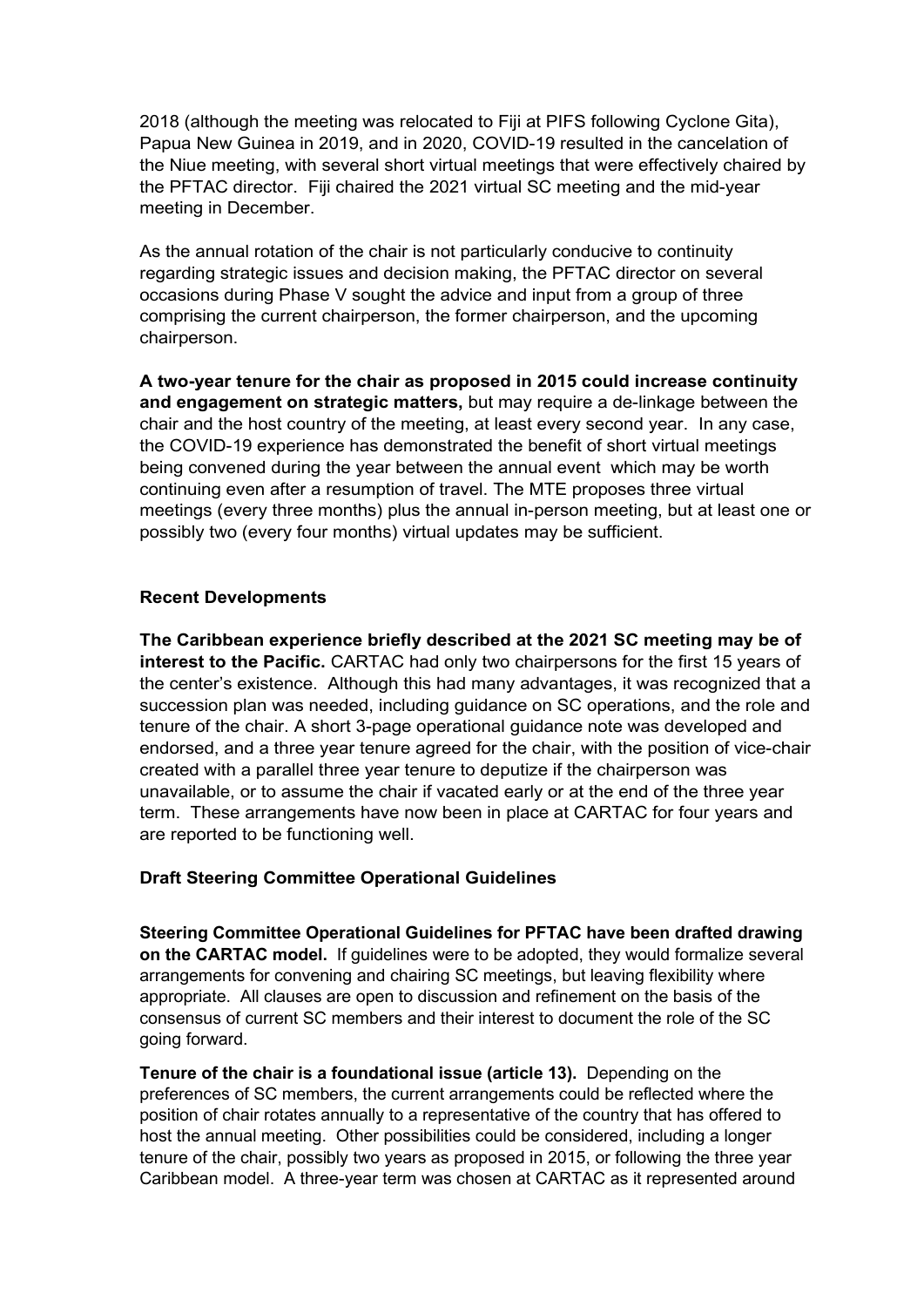2018 (although the meeting was relocated to Fiji at PIFS following Cyclone Gita), Papua New Guinea in 2019, and in 2020, COVID-19 resulted in the cancelation of the Niue meeting, with several short virtual meetings that were effectively chaired by the PFTAC director. Fiji chaired the 2021 virtual SC meeting and the mid-year meeting in December.

As the annual rotation of the chair is not particularly conducive to continuity regarding strategic issues and decision making, the PFTAC director on several occasions during Phase V sought the advice and input from a group of three comprising the current chairperson, the former chairperson, and the upcoming chairperson.

**A two-year tenure for the chair as proposed in 2015 could increase continuity and engagement on strategic matters,** but may require a de-linkage between the chair and the host country of the meeting, at least every second year. In any case, the COVID-19 experience has demonstrated the benefit of short virtual meetings being convened during the year between the annual event which may be worth continuing even after a resumption of travel. The MTE proposes three virtual meetings (every three months) plus the annual in-person meeting, but at least one or possibly two (every four months) virtual updates may be sufficient.

**Recent Developments**

**The Caribbean experience briefly described at the 2021 SC meeting may be of interest to the Pacific.** CARTAC had only two chairpersons for the first 15 years of the center's existence. Although this had many advantages, it was recognized that a succession plan was needed, including guidance on SC operations, and the role and tenure of the chair. A short 3-page operational guidance note was developed and endorsed, and a three year tenure agreed for the chair, with the position of vice-chair created with a parallel three year tenure to deputize if the chairperson was unavailable, or to assume the chair if vacated early or at the end of the three year term. These arrangements have now been in place at CARTAC for four years and are reported to be functioning well.

**Draft Steering Committee Operational Guidelines**

**Steering Committee Operational Guidelines for PFTAC have been drafted drawing on the CARTAC model.** If guidelines were to be adopted, they would formalize several arrangements for convening and chairing SC meetings, but leaving flexibility where appropriate. All clauses are open to discussion and refinement on the basis of the consensus of current SC members and their interest to document the role of the SC going forward.

**Tenure of the chair is a foundational issue (article 13).** Depending on the preferences of SC members, the current arrangements could be reflected where the position of chair rotates annually to a representative of the country that has offered to host the annual meeting. Other possibilities could be considered, including a longer tenure of the chair, possibly two years as proposed in 2015, or following the three year Caribbean model. A three-year term was chosen at CARTAC as it represented around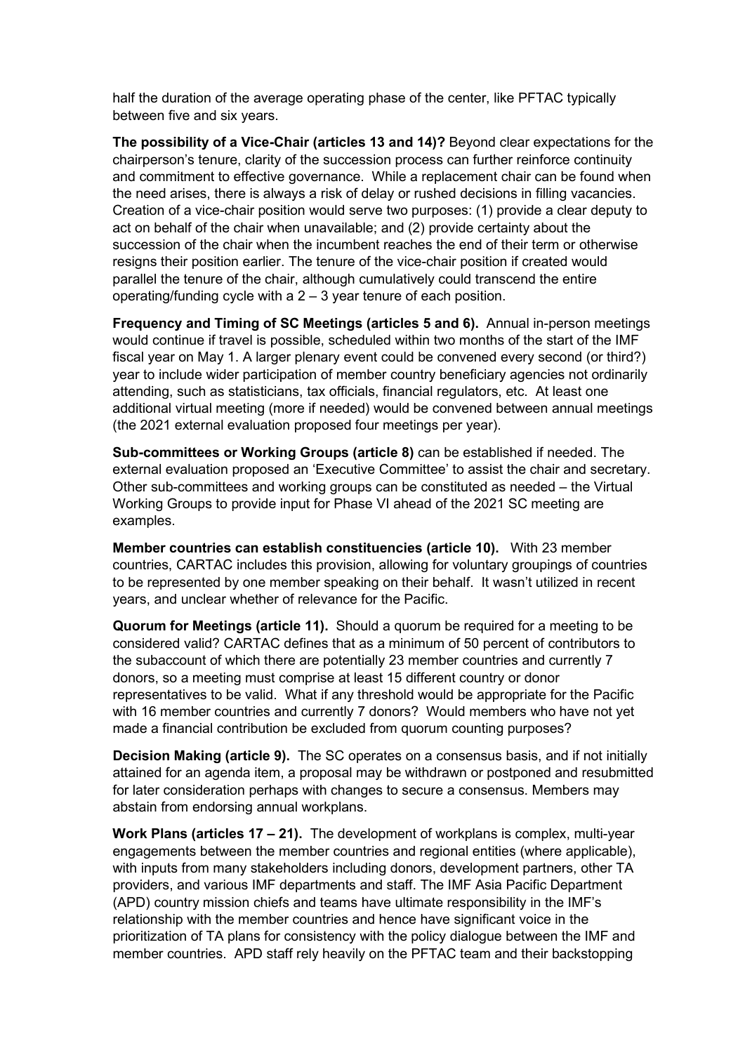half the duration of the average operating phase of the center, like PFTAC typically between five and six years.

**The possibility of a Vice-Chair (articles 13 and 14)?** Beyond clear expectations for the chairperson's tenure, clarity of the succession process can further reinforce continuity and commitment to effective governance. While a replacement chair can be found when the need arises, there is always a risk of delay or rushed decisions in filling vacancies. Creation of a vice-chair position would serve two purposes: (1) provide a clear deputy to act on behalf of the chair when unavailable; and (2) provide certainty about the succession of the chair when the incumbent reaches the end of their term or otherwise resigns their position earlier. The tenure of the vice-chair position if created would parallel the tenure of the chair, although cumulatively could transcend the entire operating/funding cycle with a 2 – 3 year tenure of each position.

**Frequency and Timing of SC Meetings (articles 5 and 6).** Annual in-person meetings would continue if travel is possible, scheduled within two months of the start of the IMF fiscal year on May 1. A larger plenary event could be convened every second (or third?) year to include wider participation of member country beneficiary agencies not ordinarily attending, such as statisticians, tax officials, financial regulators, etc. At least one additional virtual meeting (more if needed) would be convened between annual meetings (the 2021 external evaluation proposed four meetings per year).

**Sub-committees or Working Groups (article 8)** can be established if needed. The external evaluation proposed an 'Executive Committee' to assist the chair and secretary. Other sub-committees and working groups can be constituted as needed – the Virtual Working Groups to provide input for Phase VI ahead of the 2021 SC meeting are examples.

**Member countries can establish constituencies (article 10).** With 23 member countries, CARTAC includes this provision, allowing for voluntary groupings of countries to be represented by one member speaking on their behalf. It wasn't utilized in recent years, and unclear whether of relevance for the Pacific.

**Quorum for Meetings (article 11).** Should a quorum be required for a meeting to be considered valid? CARTAC defines that as a minimum of 50 percent of contributors to the subaccount of which there are potentially 23 member countries and currently 7 donors, so a meeting must comprise at least 15 different country or donor representatives to be valid. What if any threshold would be appropriate for the Pacific with 16 member countries and currently 7 donors? Would members who have not yet made a financial contribution be excluded from quorum counting purposes?

**Decision Making (article 9).** The SC operates on a consensus basis, and if not initially attained for an agenda item, a proposal may be withdrawn or postponed and resubmitted for later consideration perhaps with changes to secure a consensus. Members may abstain from endorsing annual workplans.

**Work Plans (articles 17 – 21).** The development of workplans is complex, multi-year engagements between the member countries and regional entities (where applicable), with inputs from many stakeholders including donors, development partners, other TA providers, and various IMF departments and staff. The IMF Asia Pacific Department (APD) country mission chiefs and teams have ultimate responsibility in the IMF's relationship with the member countries and hence have significant voice in the prioritization of TA plans for consistency with the policy dialogue between the IMF and member countries. APD staff rely heavily on the PFTAC team and their backstopping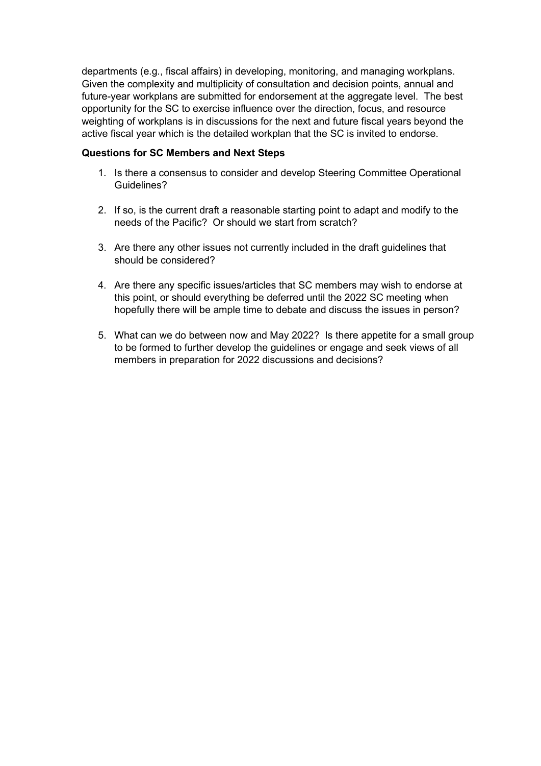departments (e.g., fiscal affairs) in developing, monitoring, and managing workplans. Given the complexity and multiplicity of consultation and decision points, annual and future-year workplans are submitted for endorsement at the aggregate level. The best opportunity for the SC to exercise influence over the direction, focus, and resource weighting of workplans is in discussions for the next and future fiscal years beyond the active fiscal year which is the detailed workplan that the SC is invited to endorse.

**Questions for SC Members and Next Steps**

1. Is there a consensus to consider and develop Steering Committee Operational Guidelines?

2. If so, is the current draft a reasonable starting point to adapt and modify to the needs of the Pacific? Or should we start from scratch?

3. Are there any other issues not currently included in the draft guidelines that should be considered?

4. Are there any specific issues/articles that SC members may wish to endorse at this point, or should everything be deferred until the 2022 SC meeting when hopefully there will be ample time to debate and discuss the issues in person?

5. What can we do between now and May 2022? Is there appetite for a small group to be formed to further develop the guidelines or engage and seek views of all members in preparation for 2022 discussions and decisions?